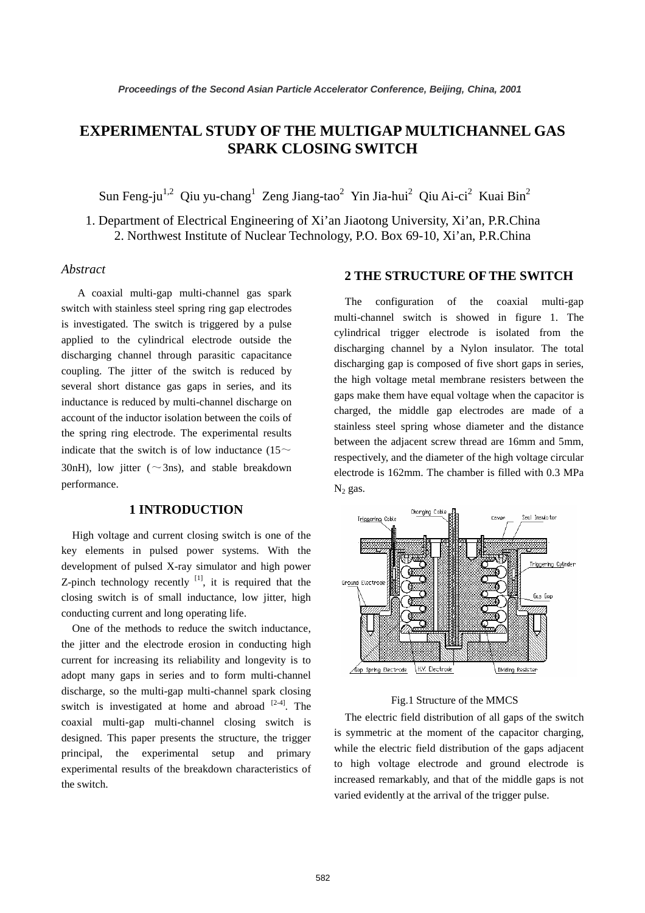# EXPERIMENTAL STUDY OF THE MULTIGAP MULTICHANNEL GAS SPARK CLOSING SWITCH

Sun Feng-ju[1,2] Qiu yu-chang[1] Zeng Jiang-tao[2] Yin Jia-hui[2] Qiu Ai-ci[2] Kuai Bin[2]

1. Department of Electrical Engineering of Xi'an Jiaotong University, Xi'an, P.R.China
2. Northwest Institute of Nuclear Technology, P.O. Box 69-10, Xi'an, P.R.China

*Abstract*

A coaxial multi-gap multi-channel gas spark switch with stainless steel spring ring gap electrodes is investigated. The switch is triggered by a pulse applied to the cylindrical electrode outside the discharging channel through parasitic capacitance coupling. The jitter of the switch is reduced by several short distance gas gaps in series, and its inductance is reduced by multi-channel discharge on account of the inductor isolation between the coils of the spring ring electrode. The experimental results indicate that the switch is of low inductance (15～30nH), low jitter (～3ns), and stable breakdown performance.

## 1 INTRODUCTION

High voltage and current closing switch is one of the key elements in pulsed power systems. With the development of pulsed X-ray simulator and high power Z-pinch technology recently [1], it is required that the closing switch is of small inductance, low jitter, high conducting current and long operating life.

One of the methods to reduce the switch inductance, the jitter and the electrode erosion in conducting high current for increasing its reliability and longevity is to adopt many gaps in series and to form multi-channel discharge, so the multi-gap multi-channel spark closing switch is investigated at home and abroad [2-4]. The coaxial multi-gap multi-channel closing switch is designed. This paper presents the structure, the trigger principal, the experimental setup and primary experimental results of the breakdown characteristics of the switch.

## 2 THE STRUCTURE OF THE SWITCH

The configuration of the coaxial multi-gap multi-channel switch is showed in figure 1. The cylindrical trigger electrode is isolated from the discharging channel by a Nylon insulator. The total discharging gap is composed of five short gaps in series, the high voltage metal membrane resisters between the gaps make them have equal voltage when the capacitor is charged, the middle gap electrodes are made of a stainless steel spring whose diameter and the distance between the adjacent screw thread are 16mm and 5mm, respectively, and the diameter of the high voltage circular electrode is 162mm. The chamber is filled with 0.3 MPa $N_2$ gas.

Fig.1 Structure of the MMCS

The electric field distribution of all gaps of the switch is symmetric at the moment of the capacitor charging, while the electric field distribution of the gaps adjacent to high voltage electrode and ground electrode is increased remarkably, and that of the middle gaps is not varied evidently at the arrival of the trigger pulse.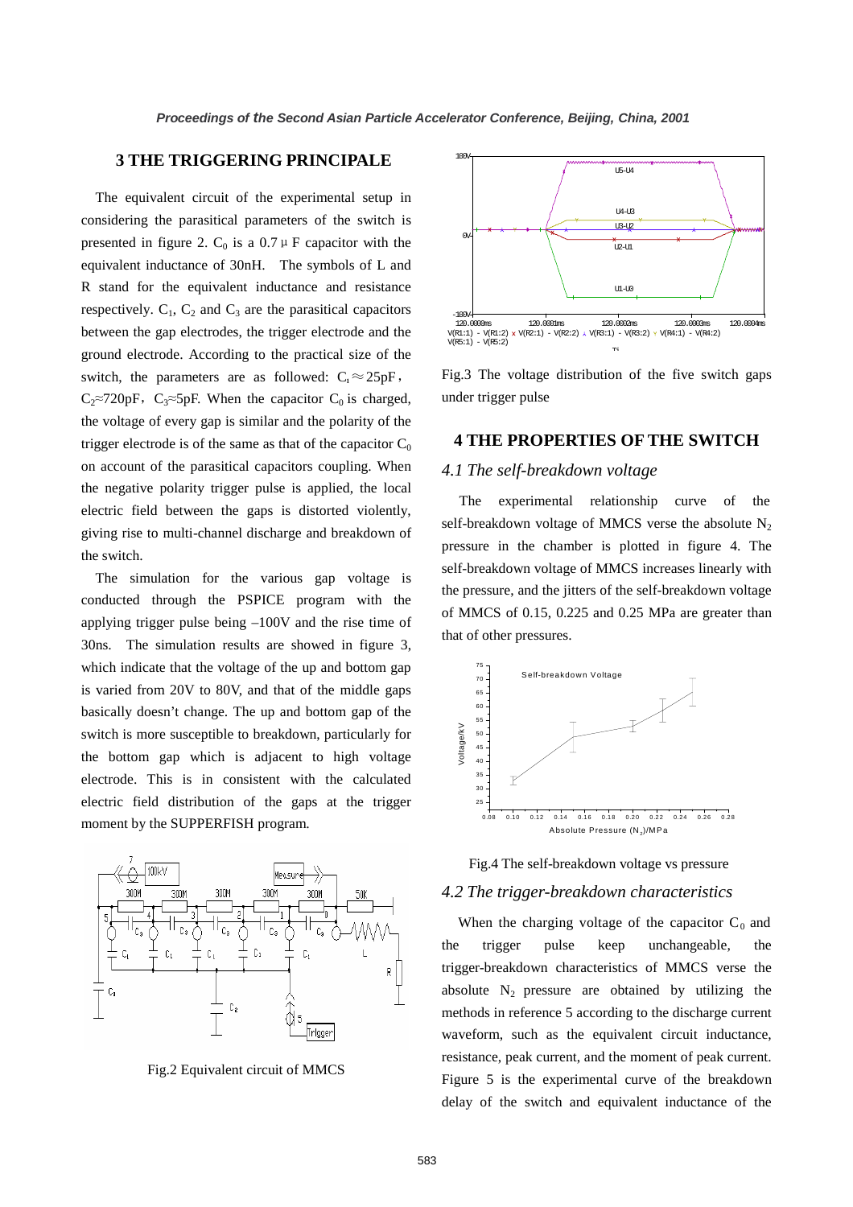## 3 THE TRIGGERING PRINCIPALE

The equivalent circuit of the experimental setup in considering the parasitical parameters of the switch is presented in figure 2. $C_0$ is a 0.7μF capacitor with the equivalent inductance of 30nH. The symbols of L and R stand for the equivalent inductance and resistance respectively. $C_1$, $C_2$ and $C_3$ are the parasitical capacitors between the gap electrodes, the trigger electrode and the ground electrode. According to the practical size of the switch, the parameters are as followed: $C_1 \approx 25$pF, $C_2 \approx 720$pF, $C_3 \approx 5$pF. When the capacitor $C_0$ is charged, the voltage of every gap is similar and the polarity of the trigger electrode is of the same as that of the capacitor $C_0$ on account of the parasitical capacitors coupling. When the negative polarity trigger pulse is applied, the local electric field between the gaps is distorted violently, giving rise to multi-channel discharge and breakdown of the switch.

The simulation for the various gap voltage is conducted through the PSPICE program with the applying trigger pulse being –100V and the rise time of 30ns. The simulation results are showed in figure 3, which indicate that the voltage of the up and bottom gap is varied from 20V to 80V, and that of the middle gaps basically doesn't change. The up and bottom gap of the switch is more susceptible to breakdown, particularly for the bottom gap which is adjacent to high voltage electrode. This is in consistent with the calculated electric field distribution of the gaps at the trigger moment by the SUPPERFISH program.

Fig.2 Equivalent circuit of MMCS

Fig.3 The voltage distribution of the five switch gaps under trigger pulse

## 4 THE PROPERTIES OF THE SWITCH

### *4.1 The self-breakdown voltage*

The experimental relationship curve of the self-breakdown voltage of MMCS verse the absolute $N_2$ pressure in the chamber is plotted in figure 4. The self-breakdown voltage of MMCS increases linearly with the pressure, and the jitters of the self-breakdown voltage of MMCS of 0.15, 0.225 and 0.25 MPa are greater than that of other pressures.

Fig.4 The self-breakdown voltage vs pressure

### *4.2 The trigger-breakdown characteristics*

When the charging voltage of the capacitor $C_0$ and the trigger pulse keep unchangeable, the trigger-breakdown characteristics of MMCS verse the absolute $N_2$ pressure are obtained by utilizing the methods in reference 5 according to the discharge current waveform, such as the equivalent circuit inductance, resistance, peak current, and the moment of peak current. Figure 5 is the experimental curve of the breakdown delay of the switch and equivalent inductance of the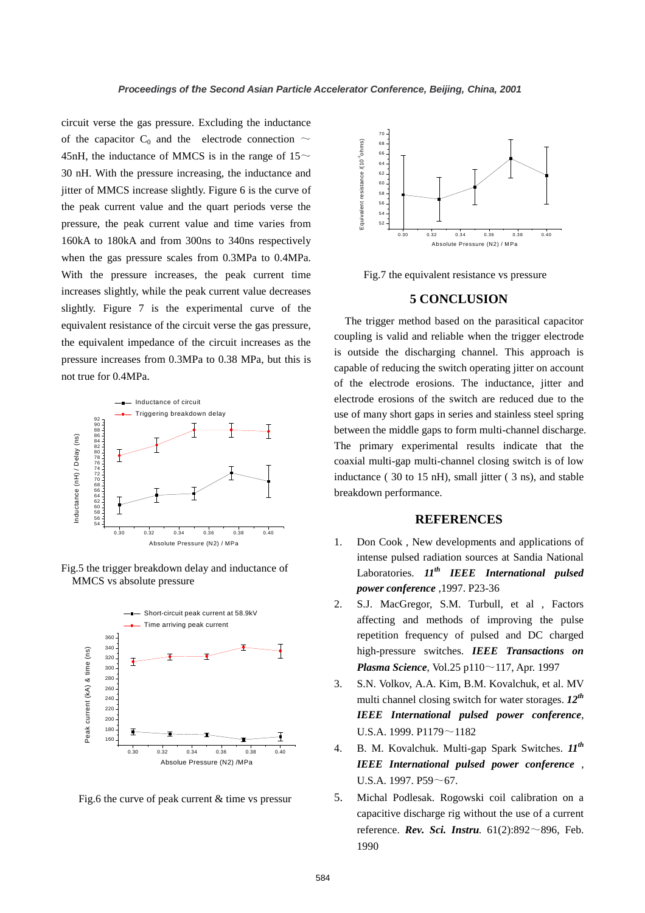circuit verse the gas pressure. Excluding the inductance of the capacitor $C_0$ and the electrode connection ~45nH, the inductance of MMCS is in the range of 15~30 nH. With the pressure increasing, the inductance and jitter of MMCS increase slightly. Figure 6 is the curve of the peak current value and the quart periods verse the pressure, the peak current value and time varies from 160kA to 180kA and from 300ns to 340ns respectively when the gas pressure scales from 0.3MPa to 0.4MPa. With the pressure increases, the peak current time increases slightly, while the peak current value decreases slightly. Figure 7 is the experimental curve of the equivalent resistance of the circuit verse the gas pressure, the equivalent impedance of the circuit increases as the pressure increases from 0.3MPa to 0.38 MPa, but this is not true for 0.4MPa.

Inductance of circuit
Triggering breakdown delay
Inductance (nH) / Delay (ns)
92 90 88 86 84 82 80 78 76 74 72 70 68 66 64 62 60 58 56 54
0.30 0.32 0.34 0.36 0.38 0.40
Absolute Pressure (N2) / MPa

Fig.5 the trigger breakdown delay and inductance of MMCS vs absolute pressure

Short-circuit peak current at 58.9kV
Time arriving peak current
Peak current (kA) & time (ns)
360 340 320 300 280 260 240 220 200 180 160
0.30 0.32 0.34 0.36 0.38 0.40
Absolue Pressure (N2) /MPa

Fig.6 the curve of peak current & time vs pressur

Equivalent resistance /($10^{-3}$ohms)
70 68 66 64 62 60 58 56 54 52
0.30 0.32 0.34 0.36 0.38 0.40
Absolute Pressure (N2) / MPa

Fig.7 the equivalent resistance vs pressure

## 5 CONCLUSION

The trigger method based on the parasitical capacitor coupling is valid and reliable when the trigger electrode is outside the discharging channel. This approach is capable of reducing the switch operating jitter on account of the electrode erosions. The inductance, jitter and electrode erosions of the switch are reduced due to the use of many short gaps in series and stainless steel spring between the middle gaps to form multi-channel discharge. The primary experimental results indicate that the coaxial multi-gap multi-channel closing switch is of low inductance ( 30 to 15 nH), small jitter ( 3 ns), and stable breakdown performance.

## REFERENCES

1. Don Cook , New developments and applications of intense pulsed radiation sources at Sandia National Laboratories. ***11th IEEE International pulsed power conference*** ,1997. P23-36
2. S.J. MacGregor, S.M. Turbull, et al , Factors affecting and methods of improving the pulse repetition frequency of pulsed and DC charged high-pressure switches. ***IEEE Transactions on Plasma Science***, Vol.25 p110~117, Apr. 1997
3. S.N. Volkov, A.A. Kim, B.M. Kovalchuk, et al. MV multi channel closing switch for water storages. ***12th IEEE International pulsed power conference***, U.S.A. 1999. P1179~1182
4. B. M. Kovalchuk. Multi-gap Spark Switches. ***11th IEEE International pulsed power conference*** , U.S.A. 1997. P59~67.
5. Michal Podlesak. Rogowski coil calibration on a capacitive discharge rig without the use of a current reference. ***Rev. Sci. Instru.*** 61(2):892~896, Feb. 1990